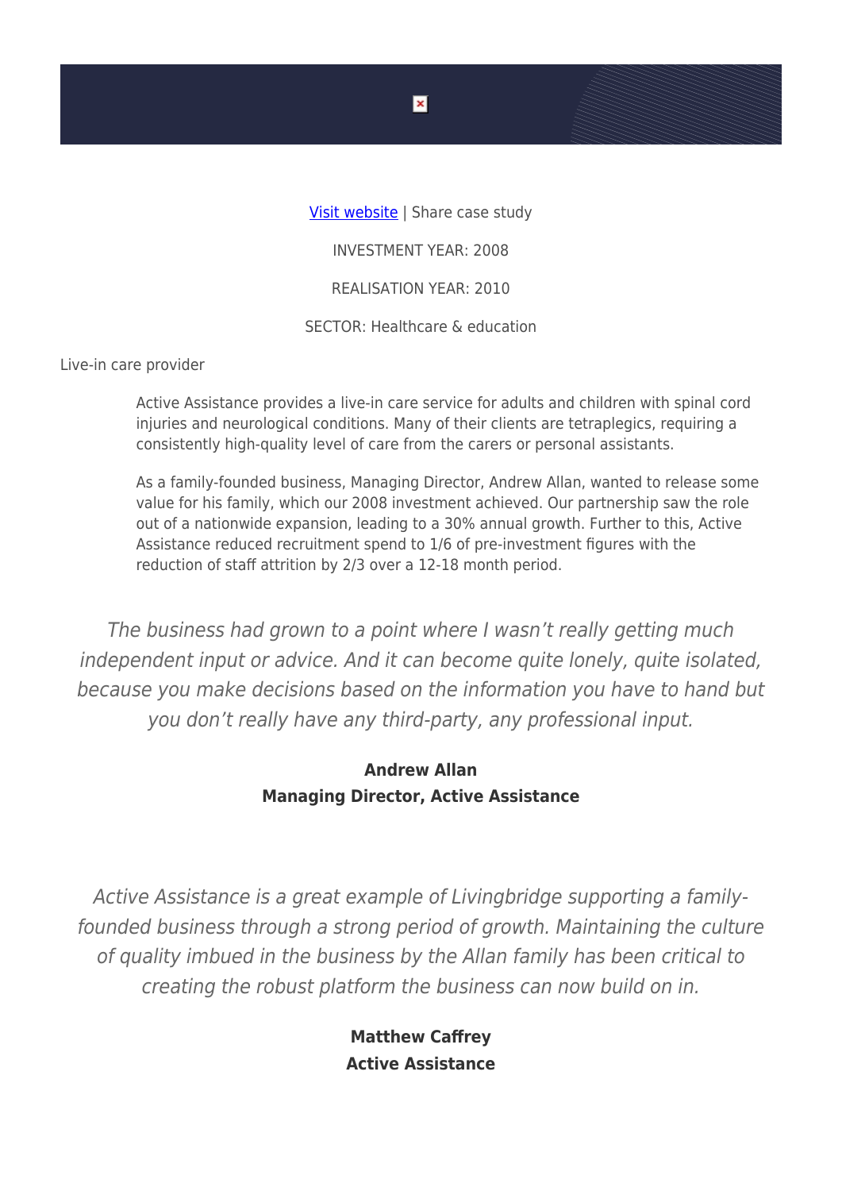Visit website | Share case study

INVESTMENT YEAR: 2008

REALISATION YEAR: 2010

SECTOR: Healthcare & education

Live-in care provider

Active Assistance provides a live-in care service for adults and children with spinal cord injuries and neurological conditions. Many of their clients are tetraplegics, requiring a consistently high-quality level of care from the carers or personal assistants.

As a family-founded business, Managing Director, Andrew Allan, wanted to release some value for his family, which our 2008 investment achieved. Our partnership saw the role out of a nationwide expansion, leading to a 30% annual growth. Further to this, Active Assistance reduced recruitment spend to 1/6 of pre-investment figures with the reduction of staff attrition by 2/3 over a 12-18 month period.

*The business had grown to a point where I wasn't really getting much independent input or advice. And it can become quite lonely, quite isolated, because you make decisions based on the information you have to hand but you don't really have any third-party, any professional input.*

**Andrew Allan**
**Managing Director, Active Assistance**

*Active Assistance is a great example of Livingbridge supporting a family-founded business through a strong period of growth. Maintaining the culture of quality imbued in the business by the Allan family has been critical to creating the robust platform the business can now build on in.*

**Matthew Caffrey**
**Active Assistance**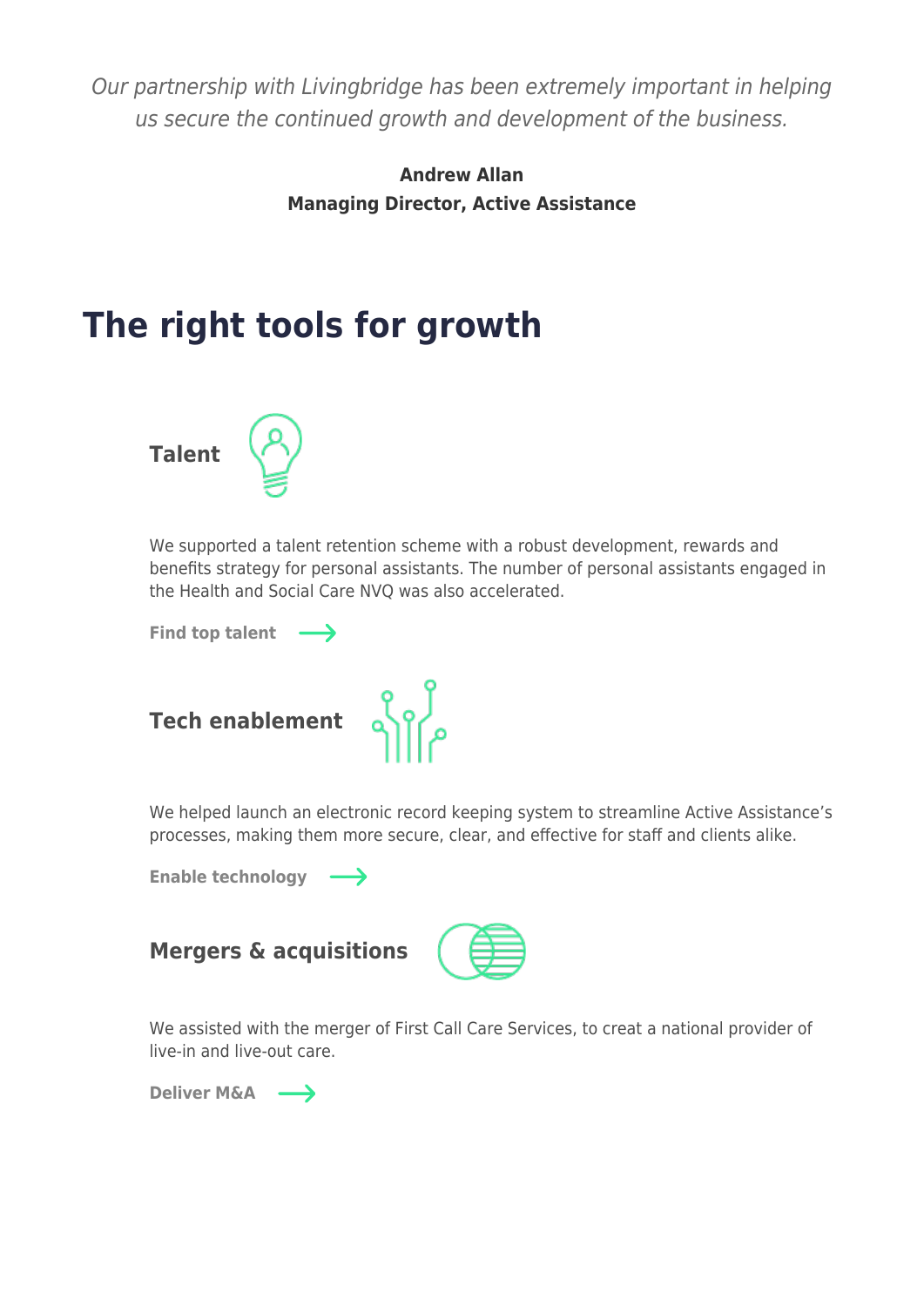*Our partnership with Livingbridge has been extremely important in helping us secure the continued growth and development of the business.*

**Andrew Allan**
**Managing Director, Active Assistance**

# The right tools for growth

### Talent

We supported a talent retention scheme with a robust development, rewards and benefits strategy for personal assistants. The number of personal assistants engaged in the Health and Social Care NVQ was also accelerated.

**Find top talent**

### Tech enablement

We helped launch an electronic record keeping system to streamline Active Assistance's processes, making them more secure, clear, and effective for staff and clients alike.

**Enable technology**

### Mergers & acquisitions

We assisted with the merger of First Call Care Services, to creat a national provider of live-in and live-out care.

**Deliver M&A**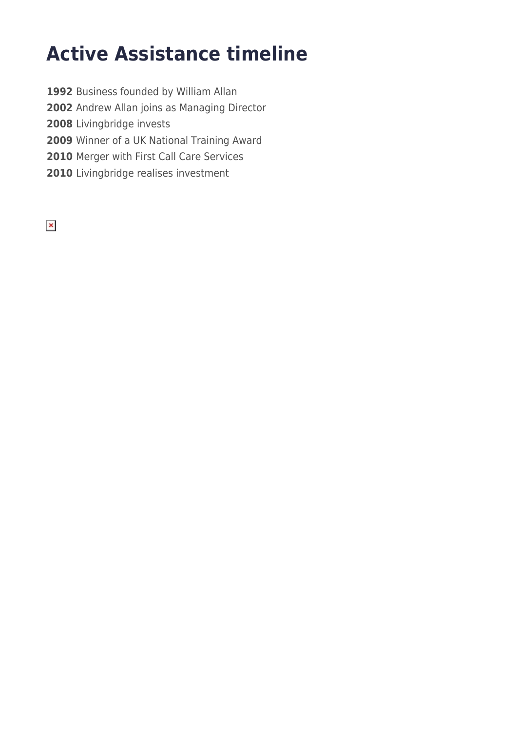# Active Assistance timeline

**1992** Business founded by William Allan
**2002** Andrew Allan joins as Managing Director
**2008** Livingbridge invests
**2009** Winner of a UK National Training Award
**2010** Merger with First Call Care Services
**2010** Livingbridge realises investment